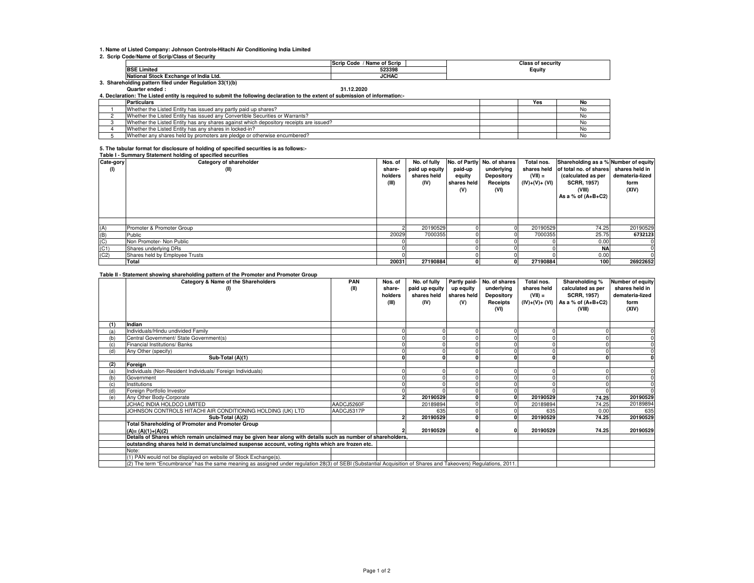1. Name of Listed Company: Johnson Controls-Hitachi Air Conditioning India Limited

2. Scrip Code/Name of Scrip/Class of Security

| | Scrip Code / Name of Scrip | Class of security |
|---|---|---|
| BSE Limited | 523398 | Equity |
| National Stock Exchange of India Ltd. | JCHAC | |

3. Shareholding pattern filed under Regulation 33(1)(b)

Quarter ended : 31.12.2020

4. Declaration: The Listed entity is required to submit the following declaration to the extent of submission of information:-

| | Particulars | | Yes | No |
|---|---|---|---|---|
| 1 | Whether the Listed Entity has issued any partly paid up shares? | | | No |
| 2 | Whether the Listed Entity has issued any Convertible Securities or Warrants? | | | No |
| 3 | Whether the Listed Entity has any shares against which depository receipts are issued? | | | No |
| 4 | Whether the Listed Entity has any shares in locked-in? | | | No |
| 5 | Whether any shares held by promoters are pledge or otherwise encumbered? | | | No |

5. The tabular format for disclosure of holding of specified securities is as follows:-

**Table I - Summary Statement holding of specified securities**

| Cate-gory (I) | Category of shareholder (II) | Nos. of share-holders (III) | No. of fully paid up equity shares held (IV) | No. of Partly paid-up equity shares held (V) | No. of shares underlying Depository Receipts (VI) | Total nos. shares held (VII) = (IV)+(V)+ (VI) | Shareholding as a % of total no. of shares (calculated as per SCRR, 1957) (VIII) As a % of (A+B+C2) | Number of equity shares held in demateria-lized form (XIV) |
|---|---|---|---|---|---|---|---|---|
| (A) | Promoter & Promoter Group | 2 | 20190529 | 0 | 0 | 20190529 | 74.25 | 20190529 |
| (B) | Public | 20029 | 7000355 | 0 | 0 | 7000355 | 25.75 | 6732123 |
| (C) | Non Promoter- Non Public | 0 | | 0 | 0 | 0 | 0.00 | 0 |
| (C1) | Shares underlying DRs | 0 | | 0 | 0 | 0 | NA | 0 |
| (C2) | Shares held by Employee Trusts | 0 | | 0 | 0 | 0 | 0.00 | 0 |
| | **Total** | **20031** | **27190884** | **0** | **0** | **27190884** | **100** | **26922652** |

**Table II - Statement showing shareholding pattern of the Promoter and Promoter Group**

| | Category & Name of the Shareholders (I) | PAN (II) | Nos. of share-holders (III) | No. of fully paid up equity shares held (IV) | Partly paid-up equity shares held (V) | No. of shares underlying Depository Receipts (VI) | Total nos. shares held (VII) = (IV)+(V)+ (VI) | Shareholding % calculated as per SCRR, 1957) As a % of (A+B+C2) (VIII) | Number of equity shares held in demateria-lized form (XIV) |
|---|---|---|---|---|---|---|---|---|---|
| **(1)** | **Indian** | | | | | | | | |
| (a) | Individuals/Hindu undivided Family | | 0 | 0 | 0 | 0 | 0 | 0 | 0 |
| (b) | Central Government/ State Government(s) | | 0 | 0 | 0 | 0 | 0 | 0 | 0 |
| (c) | Financial Institutions/ Banks | | 0 | 0 | 0 | 0 | 0 | 0 | 0 |
| (d) | Any Other (specify) | | 0 | 0 | 0 | 0 | 0 | 0 | 0 |
| | **Sub-Total (A)(1)** | | **0** | **0** | **0** | **0** | **0** | **0** | **0** |
| **(2)** | **Foreign** | | | | | | | | |
| (a) | Individuals (Non-Resident Individuals/ Foreign Individuals) | | 0 | 0 | 0 | 0 | 0 | 0 | 0 |
| (b) | Government | | 0 | 0 | 0 | 0 | 0 | 0 | 0 |
| (c) | Institutions | | 0 | 0 | 0 | 0 | 0 | 0 | 0 |
| (d) | Foreign Portfolio Investor | | 0 | 0 | 0 | 0 | 0 | 0 | 0 |
| (e) | Any Other Body-Corporate | | **2** | **20190529** | **0** | **0** | **20190529** | **74.25** | **20190529** |
| | JCHAC INDIA HOLDCO LIMITED | AADCJ5260F | | 20189894 | 0 | 0 | 20189894 | 74.25 | 20189894 |
| | JOHNSON CONTROLS HITACHI AIR CONDITIONING HOLDING (UK) LTD | AADCJ5317P | | 635 | 0 | 0 | 635 | 0.00 | 635 |
| | **Sub-Total (A)(2)** | | **2** | **20190529** | **0** | **0** | **20190529** | **74.25** | **20190529** |
| | **Total Shareholding of Promoter and Promoter Group (A)= (A)(1)+(A)(2)** | | **2** | **20190529** | **0** | **0** | **20190529** | **74.25** | **20190529** |
| | **Details of Shares which remain unclaimed may be given hear along with details such as number of shareholders, outstanding shares held in demat/unclaimed suspense account, voting rights which are frozen etc.** | | | | | | | | |
| | Note: | | | | | | | | |
| | (1) PAN would not be displayed on website of Stock Exchange(s). | | | | | | | | |
| | (2) The term "Encumbrance" has the same meaning as assigned under regulation 28(3) of SEBI (Substantial Acquisition of Shares and Takeovers) Regulations, 2011. | | | | | | | | |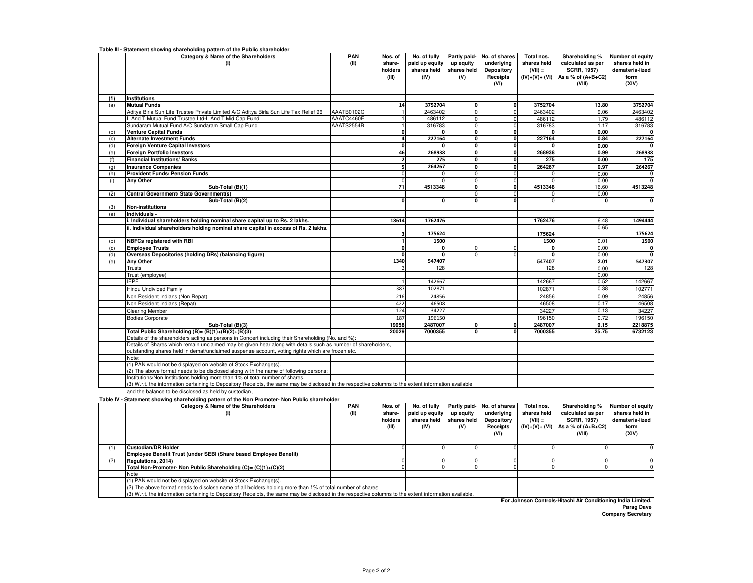**Table III - Statement showing shareholding pattern of the Public shareholder**

| | Category & Name of the Shareholders (I) | PAN (II) | Nos. of share-holders (III) | No. of fully paid up equity shares held (IV) | Partly paid-up equity shares held (V) | No. of shares underlying Depository Receipts (VI) | Total nos. shares held (VII) = (IV)+(V)+ (VI) | Shareholding % calculated as per SCRR, 1957) As a % of (A+B+C2) (VIII) | Number of equity shares held in demateria-lized form (XIV) |
|---|---|---|---|---|---|---|---|---|---|
| (1) | **Institutions** | | | | | | | | |
| (a) | **Mutual Funds** | | 14 | 3752704 | 0 | 0 | 3752704 | 13.80 | 3752704 |
| | Aditya Birla Sun Life Trustee Private Limited A/C Aditya Birla Sun Life Tax Relief 96 | AAATB0102C | 1 | 2463402 | 0 | 0 | 2463402 | 9.06 | 2463402 |
| | L And T Mutual Fund Trustee Ltd-L And T Mid Cap Fund | AAATC4460E | 1 | 486112 | 0 | 0 | 486112 | 1.79 | 486112 |
| | Sundaram Mutual Fund A/C Sundaram Small Cap Fund | AAATS2554B | 1 | 316783 | 0 | 0 | 316783 | 1.17 | 316783 |
| (b) | **Venture Capital Funds** | | 0 | 0 | 0 | 0 | 0 | 0.00 | 0 |
| (c) | **Alternate Investment Funds** | | 4 | 227164 | 0 | 0 | 227164 | 0.84 | 227164 |
| (d) | **Foreign Venture Capital Investors** | | 0 | 0 | 0 | 0 | 0 | 0.00 | 0 |
| (e) | **Foreign Portfolio Investors** | | 46 | 268938 | 0 | 0 | 268938 | 0.99 | 268938 |
| (f) | **Financial Institutions/ Banks** | | 2 | 275 | 0 | 0 | 275 | 0.00 | 175 |
| (g) | **Insurance Companies** | | 5 | 264267 | 0 | 0 | 264267 | 0.97 | 264267 |
| (h) | **Provident Funds/ Pension Funds** | | 0 | 0 | 0 | 0 | 0 | 0.00 | 0 |
| (i) | **Any Other** | | 0 | 0 | 0 | 0 | 0 | 0.00 | 0 |
| | **Sub-Total (B)(1)** | | 71 | 4513348 | 0 | 0 | 4513348 | 16.60 | 4513248 |
| (2) | **Central Government/ State Government(s)** | | | | 0 | 0 | 0 | 0.00 | |
| | **Sub-Total (B)(2)** | | 0 | 0 | 0 | 0 | 0 | 0 | 0 |
| (3) | **Non-institutions** | | | | | | | | |
| (a) | **Individuals -** | | | | | | | | |
| | **i. Individual shareholders holding nominal share capital up to Rs. 2 lakhs.** | | 18614 | 1762476 | | | 1762476 | 6.48 | 1494444 |
| | **ii. Individual shareholders holding nominal share capital in excess of Rs. 2 lakhs.** | | 3 | 175624 | | | 175624 | 0.65 | 175624 |
| (b) | **NBFCs registered with RBI** | | 1 | 1500 | | | 1500 | 0.01 | 1500 |
| (c) | **Employee Trusts** | | 0 | 0 | 0 | 0 | 0 | 0.00 | 0 |
| (d) | **Overseas Depositories (holding DRs) (balancing figure)** | | 0 | 0 | 0 | 0 | 0 | 0.00 | 0 |
| (e) | **Any Other** | | 1340 | 547407 | | | 547407 | 2.01 | 547307 |
| | Trusts | | 3 | 128 | | | 128 | 0.00 | 128 |
| | Trust (employee) | | | | | | | 0.00 | |
| | IEPF | | 1 | 142667 | | | 142667 | 0.52 | 142667 |
| | Hindu Undivided Family | | 387 | 102871 | | | 102871 | 0.38 | 102771 |
| | Non Resident Indians (Non Repat) | | 216 | 24856 | | | 24856 | 0.09 | 24856 |
| | Non Resident Indians (Repat) | | 422 | 46508 | | | 46508 | 0.17 | 46508 |
| | Clearing Member | | 124 | 34227 | | | 34227 | 0.13 | 34227 |
| | Bodies Corporate | | 187 | 196150 | | | 196150 | 0.72 | 196150 |
| | **Sub-Total (B)(3)** | | 19958 | 2487007 | 0 | 0 | 2487007 | 9.15 | 2218875 |
| | **Total Public Shareholding (B)= (B)(1)+(B)(2)+(B)(3)** | | 20029 | 7000355 | 0 | 0 | 7000355 | 25.75 | 6732123 |

Details of the shareholders acting as persons in Concert including their Shareholding (No. and %):

Details of Shares which remain unclaimed may be given hear along with details such as number of shareholders, outstanding shares held in demat/unclaimed suspense account, voting rights which are frozen etc.

Note:

(1) PAN would not be displayed on website of Stock Exchange(s).

(2) The above format needs to be disclosed along with the name of following persons: Institutions/Non Institutions holding more than 1% of total number of shares.

(3) W.r.t. the information pertaining to Depository Receipts, the same may be disclosed in the respective columns to the extent information available and the balance to be disclosed as held by custodian,

**Table IV - Statement showing shareholding pattern of the Non Promoter- Non Public shareholder**

| | Category & Name of the Shareholders (I) | PAN (II) | Nos. of share-holders (III) | No. of fully paid up equity shares held (IV) | Partly paid-up equity shares held (V) | No. of shares underlying Depository Receipts (VI) | Total nos. shares held (VII) = (IV)+(V)+ (VI) | Shareholding % calculated as per SCRR, 1957) As a % of (A+B+C2) (VIII) | Number of equity shares held in demateria-lized form (XIV) |
|---|---|---|---|---|---|---|---|---|---|
| (1) | **Custodian/DR Holder** | | 0 | 0 | 0 | 0 | 0 | 0 | 0 |
| (2) | **Employee Benefit Trust (under SEBI (Share based Employee Benefit) Regulations, 2014)** | | 0 | 0 | 0 | 0 | 0 | 0 | 0 |
| | **Total Non-Promoter- Non Public Shareholding (C)= (C)(1)+(C)(2)** | | 0 | 0 | 0 | 0 | 0 | 0 | 0 |

Note

(1) PAN would not be displayed on website of Stock Exchange(s).

(2) The above format needs to disclose name of all holders holding more than 1% of total number of shares

(3) W.r.t. the information pertaining to Depository Receipts, the same may be disclosed in the respective columns to the extent information available,

**For Johnson Controls-Hitachi Air Conditioning India Limited.**
**Parag Dave**
**Company Secretary**